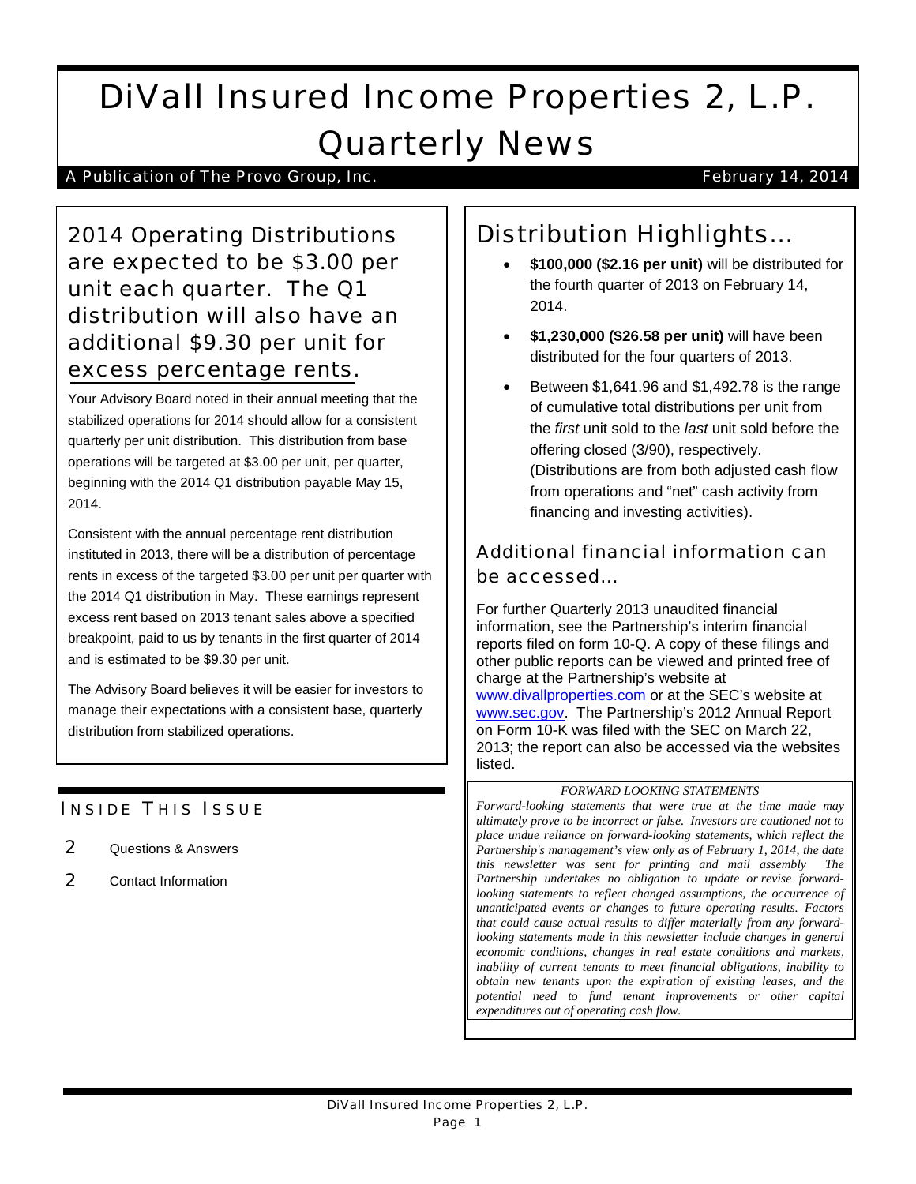# DiVall Insured Income Properties 2, L.P. Quarterly News

A Publication of The Provo Group, Inc. February 14, 2014

## 2014 Operating Distributions are expected to be $3.00 per unit each quarter. The Q1 distribution will also have an additional $9.30 per unit for excess percentage rents.

Your Advisory Board noted in their annual meeting that the stabilized operations for 2014 should allow for a consistent quarterly per unit distribution. This distribution from base operations will be targeted at $3.00 per unit, per quarter, beginning with the 2014 Q1 distribution payable May 15, 2014.

Consistent with the annual percentage rent distribution instituted in 2013, there will be a distribution of percentage rents in excess of the targeted $3.00 per unit per quarter with the 2014 Q1 distribution in May. These earnings represent excess rent based on 2013 tenant sales above a specified breakpoint, paid to us by tenants in the first quarter of 2014 and is estimated to be $9.30 per unit.

The Advisory Board believes it will be easier for investors to manage their expectations with a consistent base, quarterly distribution from stabilized operations.

### Inside This Issue

- 2 Questions & Answers
- 2 Contact Information

## Distribution Highlights…

- **$100,000 ($2.16 per unit)** will be distributed for the fourth quarter of 2013 on February 14, 2014.
- **$1,230,000 ($26.58 per unit)** will have been distributed for the four quarters of 2013.
- Between $1,641.96 and $1,492.78 is the range of cumulative total distributions per unit from the *first* unit sold to the *last* unit sold before the offering closed (3/90), respectively. (Distributions are from both adjusted cash flow from operations and "net" cash activity from financing and investing activities).

### Additional financial information can be accessed…

For further Quarterly 2013 unaudited financial information, see the Partnership's interim financial reports filed on form 10-Q. A copy of these filings and other public reports can be viewed and printed free of charge at the Partnership's website at www.divallproperties.com or at the SEC's website at www.sec.gov. The Partnership's 2012 Annual Report on Form 10-K was filed with the SEC on March 22, 2013; the report can also be accessed via the websites listed.

*FORWARD LOOKING STATEMENTS*

*Forward-looking statements that were true at the time made may ultimately prove to be incorrect or false. Investors are cautioned not to place undue reliance on forward-looking statements, which reflect the Partnership's management's view only as of February 1, 2014, the date this newsletter was sent for printing and mail assembly The Partnership undertakes no obligation to update or revise forward-looking statements to reflect changed assumptions, the occurrence of unanticipated events or changes to future operating results. Factors that could cause actual results to differ materially from any forward-looking statements made in this newsletter include changes in general economic conditions, changes in real estate conditions and markets, inability of current tenants to meet financial obligations, inability to obtain new tenants upon the expiration of existing leases, and the potential need to fund tenant improvements or other capital expenditures out of operating cash flow.*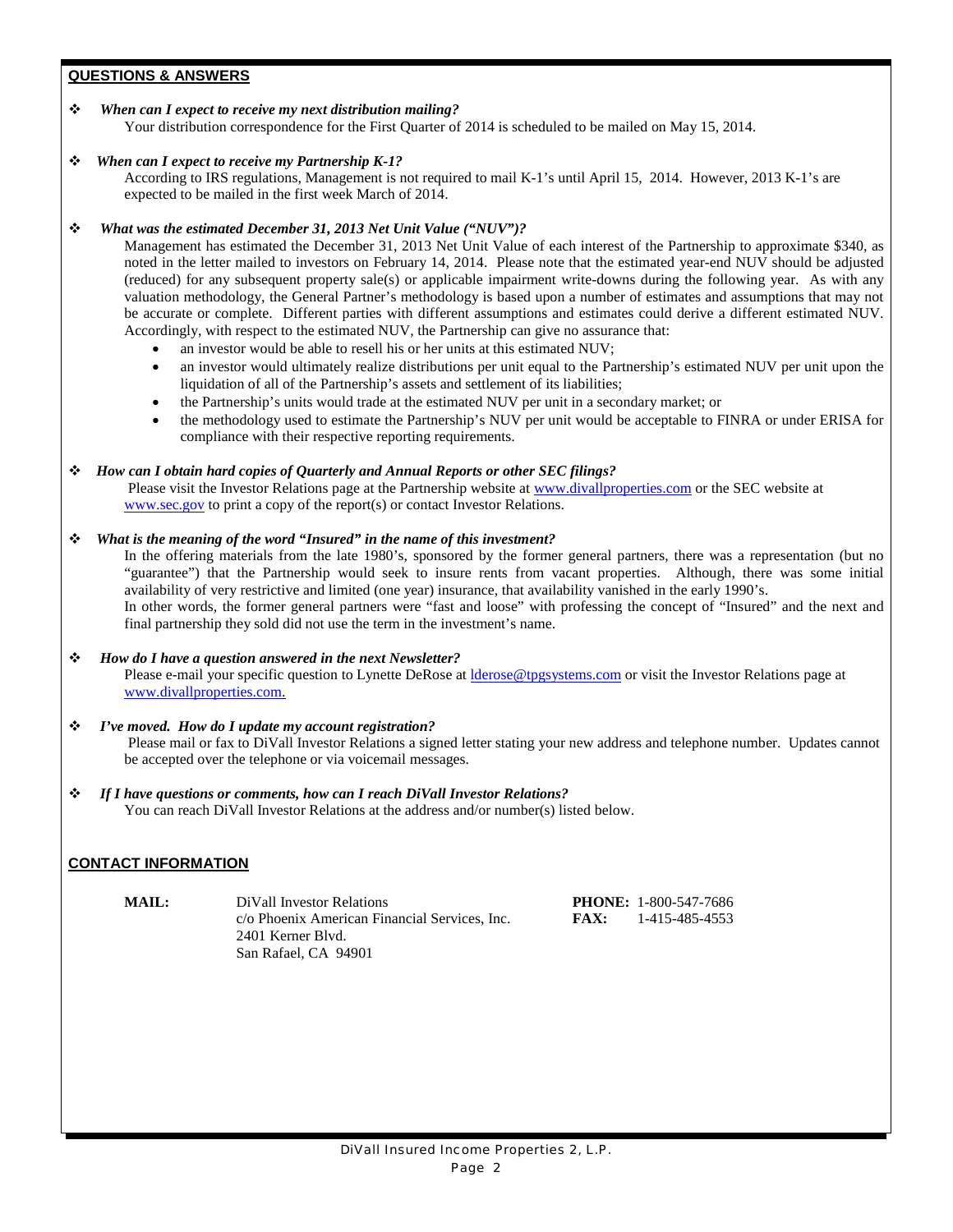## QUESTIONS & ANSWERS

- ***When can I expect to receive my next distribution mailing?***
  Your distribution correspondence for the First Quarter of 2014 is scheduled to be mailed on May 15, 2014.

- ***When can I expect to receive my Partnership K-1?***
  According to IRS regulations, Management is not required to mail K-1's until April 15, 2014. However, 2013 K-1's are expected to be mailed in the first week March of 2014.

- ***What was the estimated December 31, 2013 Net Unit Value ("NUV")?***
  Management has estimated the December 31, 2013 Net Unit Value of each interest of the Partnership to approximate $340, as noted in the letter mailed to investors on February 14, 2014. Please note that the estimated year-end NUV should be adjusted (reduced) for any subsequent property sale(s) or applicable impairment write-downs during the following year. As with any valuation methodology, the General Partner's methodology is based upon a number of estimates and assumptions that may not be accurate or complete. Different parties with different assumptions and estimates could derive a different estimated NUV. Accordingly, with respect to the estimated NUV, the Partnership can give no assurance that:
  - an investor would be able to resell his or her units at this estimated NUV;
  - an investor would ultimately realize distributions per unit equal to the Partnership's estimated NUV per unit upon the liquidation of all of the Partnership's assets and settlement of its liabilities;
  - the Partnership's units would trade at the estimated NUV per unit in a secondary market; or
  - the methodology used to estimate the Partnership's NUV per unit would be acceptable to FINRA or under ERISA for compliance with their respective reporting requirements.

- ***How can I obtain hard copies of Quarterly and Annual Reports or other SEC filings?***
  Please visit the Investor Relations page at the Partnership website at www.divallproperties.com or the SEC website at www.sec.gov to print a copy of the report(s) or contact Investor Relations.

- ***What is the meaning of the word "Insured" in the name of this investment?***
  In the offering materials from the late 1980's, sponsored by the former general partners, there was a representation (but no "guarantee") that the Partnership would seek to insure rents from vacant properties. Although, there was some initial availability of very restrictive and limited (one year) insurance, that availability vanished in the early 1990's.
  In other words, the former general partners were "fast and loose" with professing the concept of "Insured" and the next and final partnership they sold did not use the term in the investment's name.

- ***How do I have a question answered in the next Newsletter?***
  Please e-mail your specific question to Lynette DeRose at lderose@tpgsystems.com or visit the Investor Relations page at www.divallproperties.com.

- ***I've moved. How do I update my account registration?***
  Please mail or fax to DiVall Investor Relations a signed letter stating your new address and telephone number. Updates cannot be accepted over the telephone or via voicemail messages.

- ***If I have questions or comments, how can I reach DiVall Investor Relations?***
  You can reach DiVall Investor Relations at the address and/or number(s) listed below.

## CONTACT INFORMATION

**MAIL:**
DiVall Investor Relations
c/o Phoenix American Financial Services, Inc.
2401 Kerner Blvd.
San Rafael, CA 94901

**PHONE:** 1-800-547-7686
**FAX:** 1-415-485-4553